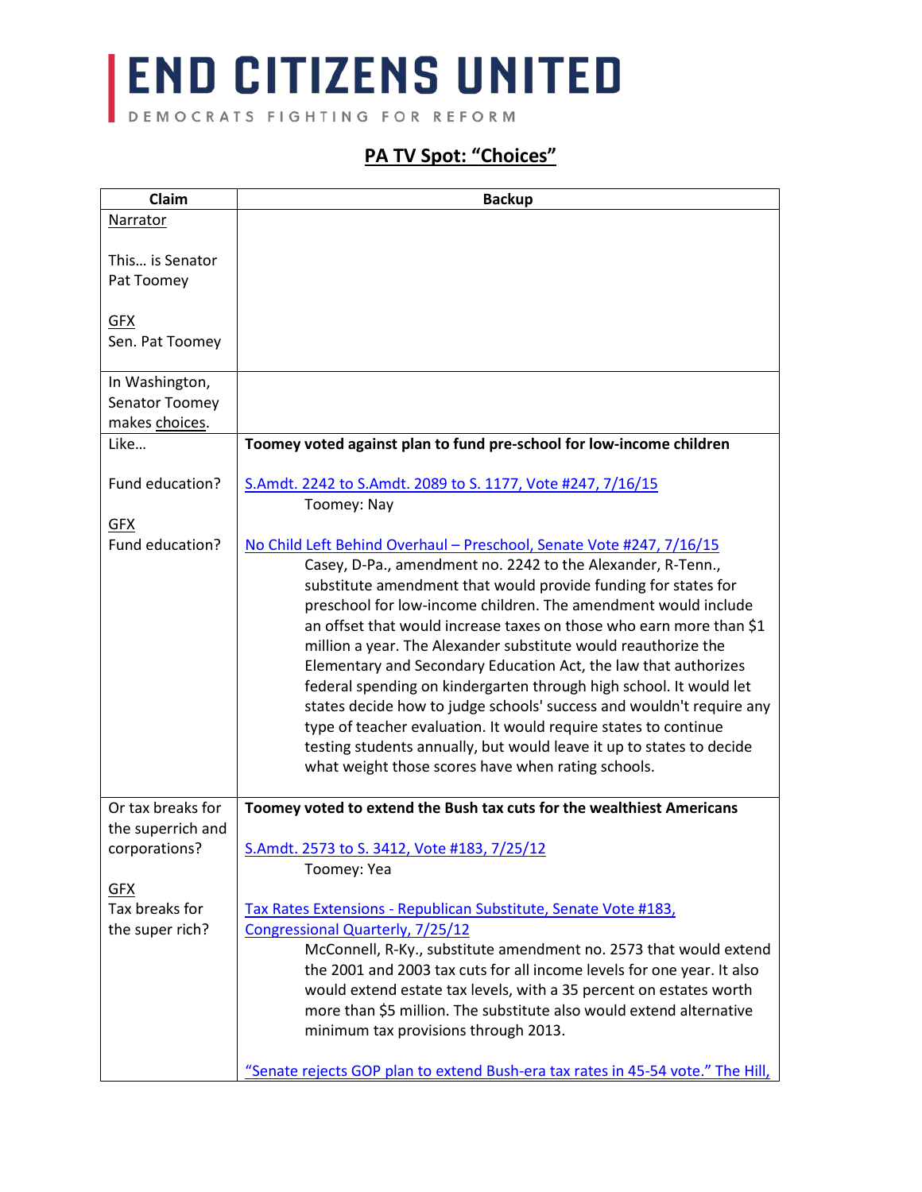# END CITIZENS UNITED

DEMOCRATS FIGHTING FOR REFORM

## PA TV Spot: "Choices"

| Claim | Backup |
| --- | --- |
| Narrator<br><br>This… is Senator Pat Toomey<br><br>GFX<br>Sen. Pat Toomey | |
| In Washington, Senator Toomey makes choices. | |
| Like…<br><br>Fund education?<br><br>GFX<br>Fund education? | **Toomey voted against plan to fund pre-school for low-income children**<br><br>S.Amdt. 2242 to S.Amdt. 2089 to S. 1177, Vote #247, 7/16/15<br>Toomey: Nay<br><br>No Child Left Behind Overhaul – Preschool, Senate Vote #247, 7/16/15<br>Casey, D-Pa., amendment no. 2242 to the Alexander, R-Tenn., substitute amendment that would provide funding for states for preschool for low-income children. The amendment would include an offset that would increase taxes on those who earn more than $1 million a year. The Alexander substitute would reauthorize the Elementary and Secondary Education Act, the law that authorizes federal spending on kindergarten through high school. It would let states decide how to judge schools' success and wouldn't require any type of teacher evaluation. It would require states to continue testing students annually, but would leave it up to states to decide what weight those scores have when rating schools. |
| Or tax breaks for the superrich and corporations?<br><br>GFX<br>Tax breaks for the super rich? | **Toomey voted to extend the Bush tax cuts for the wealthiest Americans**<br><br>S.Amdt. 2573 to S. 3412, Vote #183, 7/25/12<br>Toomey: Yea<br><br>Tax Rates Extensions - Republican Substitute, Senate Vote #183, Congressional Quarterly, 7/25/12<br>McConnell, R-Ky., substitute amendment no. 2573 that would extend the 2001 and 2003 tax cuts for all income levels for one year. It also would extend estate tax levels, with a 35 percent on estates worth more than $5 million. The substitute also would extend alternative minimum tax provisions through 2013.<br><br>"Senate rejects GOP plan to extend Bush-era tax rates in 45-54 vote." The Hill, |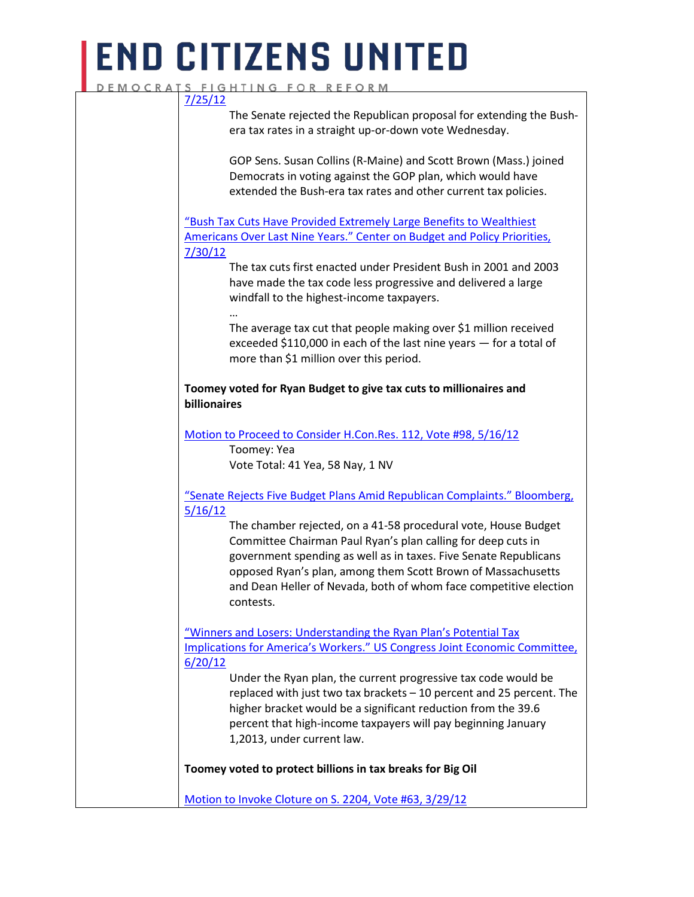7/25/12

> The Senate rejected the Republican proposal for extending the Bush-era tax rates in a straight up-or-down vote Wednesday.
>
> GOP Sens. Susan Collins (R-Maine) and Scott Brown (Mass.) joined Democrats in voting against the GOP plan, which would have extended the Bush-era tax rates and other current tax policies.

"Bush Tax Cuts Have Provided Extremely Large Benefits to Wealthiest Americans Over Last Nine Years." Center on Budget and Policy Priorities, 7/30/12

> The tax cuts first enacted under President Bush in 2001 and 2003 have made the tax code less progressive and delivered a large windfall to the highest-income taxpayers.
>
> …
>
> The average tax cut that people making over $1 million received exceeded $110,000 in each of the last nine years — for a total of more than $1 million over this period.

**Toomey voted for Ryan Budget to give tax cuts to millionaires and billionaires**

Motion to Proceed to Consider H.Con.Res. 112, Vote #98, 5/16/12

> Toomey: Yea
>
> Vote Total: 41 Yea, 58 Nay, 1 NV

"Senate Rejects Five Budget Plans Amid Republican Complaints." Bloomberg, 5/16/12

> The chamber rejected, on a 41-58 procedural vote, House Budget Committee Chairman Paul Ryan's plan calling for deep cuts in government spending as well as in taxes. Five Senate Republicans opposed Ryan's plan, among them Scott Brown of Massachusetts and Dean Heller of Nevada, both of whom face competitive election contests.

"Winners and Losers: Understanding the Ryan Plan's Potential Tax Implications for America's Workers." US Congress Joint Economic Committee, 6/20/12

> Under the Ryan plan, the current progressive tax code would be replaced with just two tax brackets – 10 percent and 25 percent. The higher bracket would be a significant reduction from the 39.6 percent that high-income taxpayers will pay beginning January 1,2013, under current law.

**Toomey voted to protect billions in tax breaks for Big Oil**

Motion to Invoke Cloture on S. 2204, Vote #63, 3/29/12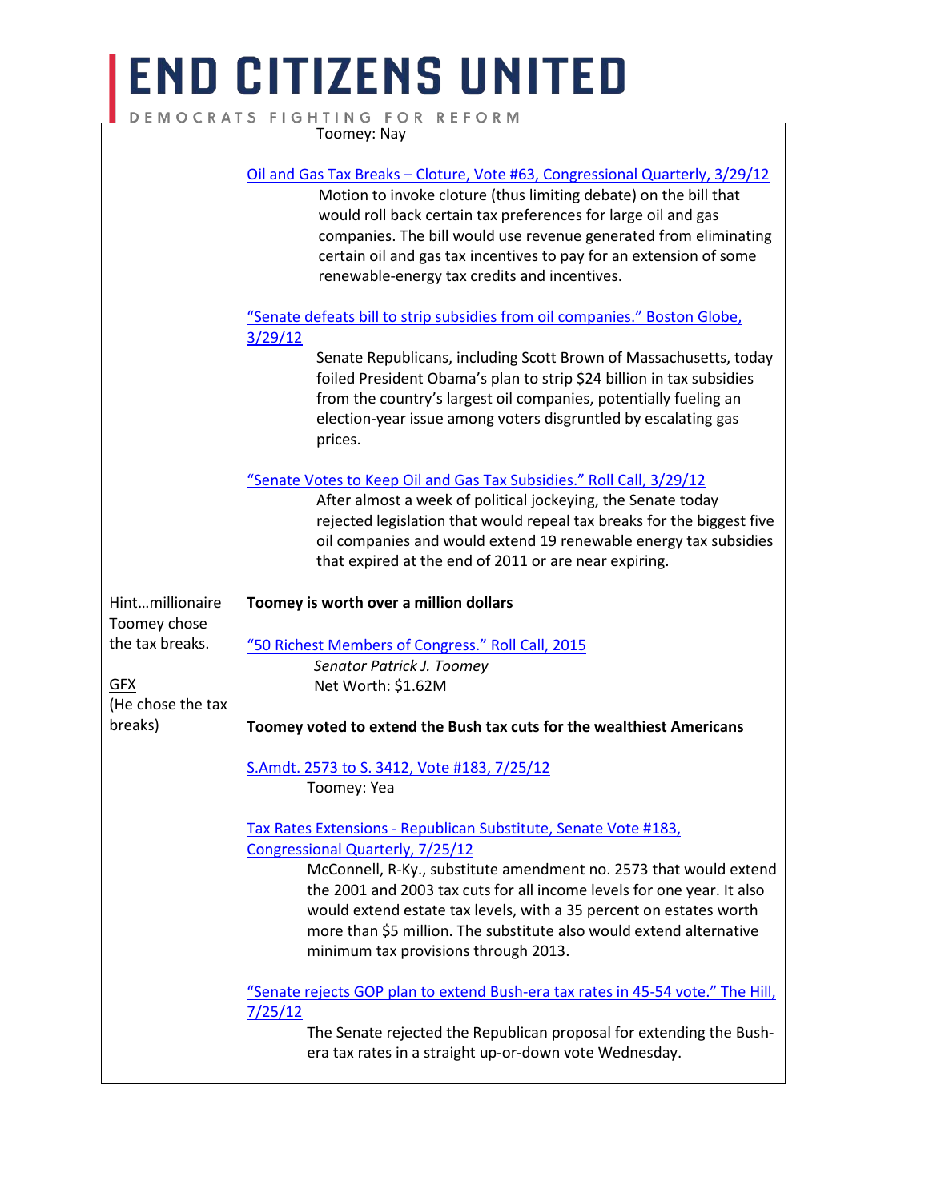| | |
|---|---|
| | Toomey: Nay<br><br>Oil and Gas Tax Breaks – Cloture, Vote #63, Congressional Quarterly, 3/29/12<br>Motion to invoke cloture (thus limiting debate) on the bill that would roll back certain tax preferences for large oil and gas companies. The bill would use revenue generated from eliminating certain oil and gas tax incentives to pay for an extension of some renewable-energy tax credits and incentives.<br><br>"Senate defeats bill to strip subsidies from oil companies." Boston Globe, 3/29/12<br>Senate Republicans, including Scott Brown of Massachusetts, today foiled President Obama's plan to strip $24 billion in tax subsidies from the country's largest oil companies, potentially fueling an election-year issue among voters disgruntled by escalating gas prices.<br><br>"Senate Votes to Keep Oil and Gas Tax Subsidies." Roll Call, 3/29/12<br>After almost a week of political jockeying, the Senate today rejected legislation that would repeal tax breaks for the biggest five oil companies and would extend 19 renewable energy tax subsidies that expired at the end of 2011 or are near expiring. |
| Hint…millionaire Toomey chose the tax breaks.<br><br>GFX<br>(He chose the tax breaks) | **Toomey is worth over a million dollars**<br><br>"50 Richest Members of Congress." Roll Call, 2015<br>*Senator Patrick J. Toomey*<br>Net Worth: $1.62M<br><br>**Toomey voted to extend the Bush tax cuts for the wealthiest Americans**<br><br>S.Amdt. 2573 to S. 3412, Vote #183, 7/25/12<br>Toomey: Yea<br><br>Tax Rates Extensions - Republican Substitute, Senate Vote #183, Congressional Quarterly, 7/25/12<br>McConnell, R-Ky., substitute amendment no. 2573 that would extend the 2001 and 2003 tax cuts for all income levels for one year. It also would extend estate tax levels, with a 35 percent on estates worth more than $5 million. The substitute also would extend alternative minimum tax provisions through 2013.<br><br>"Senate rejects GOP plan to extend Bush-era tax rates in 45-54 vote." The Hill, 7/25/12<br>The Senate rejected the Republican proposal for extending the Bush-era tax rates in a straight up-or-down vote Wednesday. |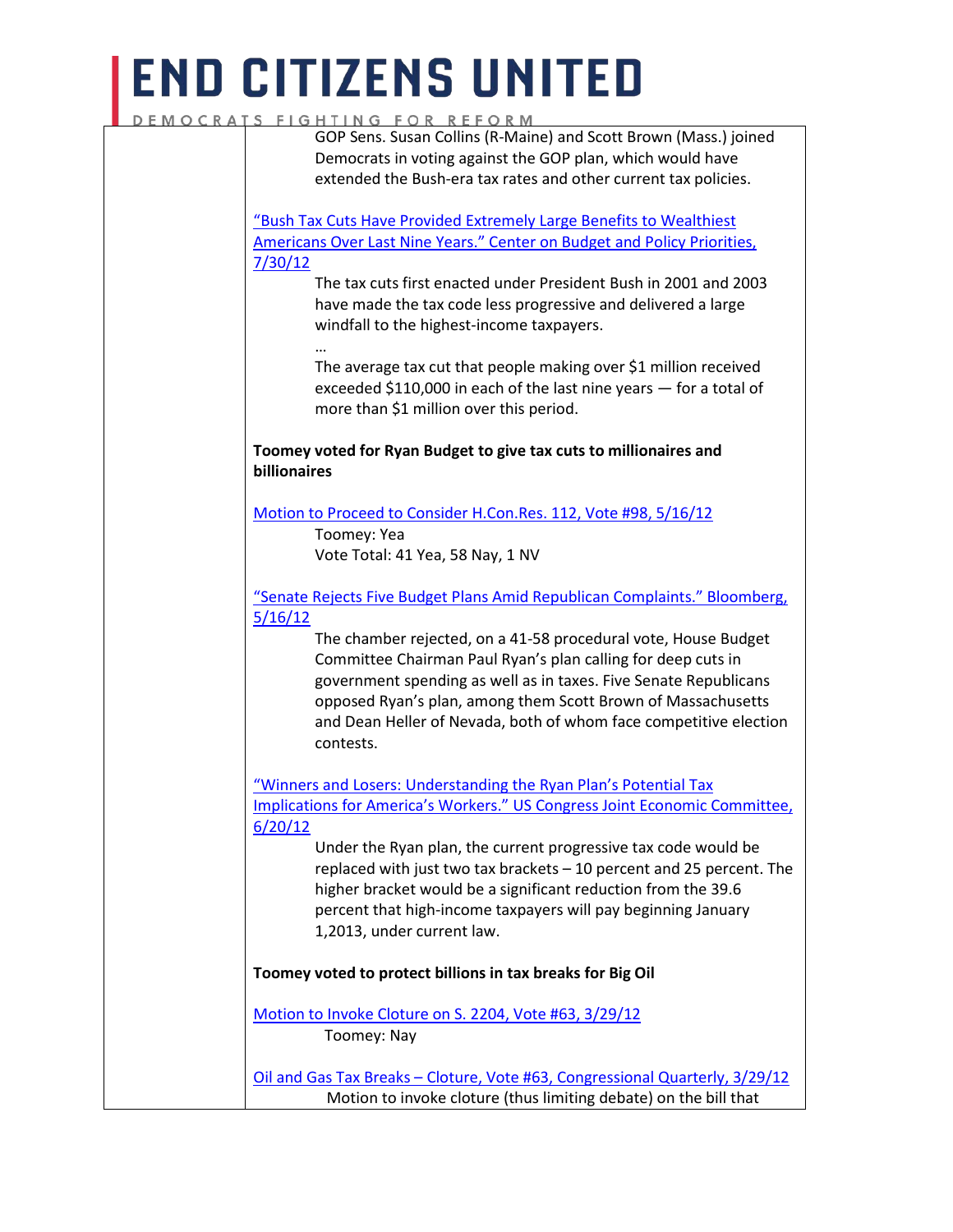GOP Sens. Susan Collins (R-Maine) and Scott Brown (Mass.) joined Democrats in voting against the GOP plan, which would have extended the Bush-era tax rates and other current tax policies.

"Bush Tax Cuts Have Provided Extremely Large Benefits to Wealthiest Americans Over Last Nine Years." Center on Budget and Policy Priorities, 7/30/12

> The tax cuts first enacted under President Bush in 2001 and 2003 have made the tax code less progressive and delivered a large windfall to the highest-income taxpayers.
>
> …
>
> The average tax cut that people making over $1 million received exceeded $110,000 in each of the last nine years — for a total of more than $1 million over this period.

**Toomey voted for Ryan Budget to give tax cuts to millionaires and billionaires**

Motion to Proceed to Consider H.Con.Res. 112, Vote #98, 5/16/12

> Toomey: Yea
>
> Vote Total: 41 Yea, 58 Nay, 1 NV

"Senate Rejects Five Budget Plans Amid Republican Complaints." Bloomberg, 5/16/12

> The chamber rejected, on a 41-58 procedural vote, House Budget Committee Chairman Paul Ryan's plan calling for deep cuts in government spending as well as in taxes. Five Senate Republicans opposed Ryan's plan, among them Scott Brown of Massachusetts and Dean Heller of Nevada, both of whom face competitive election contests.

"Winners and Losers: Understanding the Ryan Plan's Potential Tax Implications for America's Workers." US Congress Joint Economic Committee, 6/20/12

> Under the Ryan plan, the current progressive tax code would be replaced with just two tax brackets – 10 percent and 25 percent. The higher bracket would be a significant reduction from the 39.6 percent that high-income taxpayers will pay beginning January 1,2013, under current law.

**Toomey voted to protect billions in tax breaks for Big Oil**

Motion to Invoke Cloture on S. 2204, Vote #63, 3/29/12

> Toomey: Nay

Oil and Gas Tax Breaks – Cloture, Vote #63, Congressional Quarterly, 3/29/12

> Motion to invoke cloture (thus limiting debate) on the bill that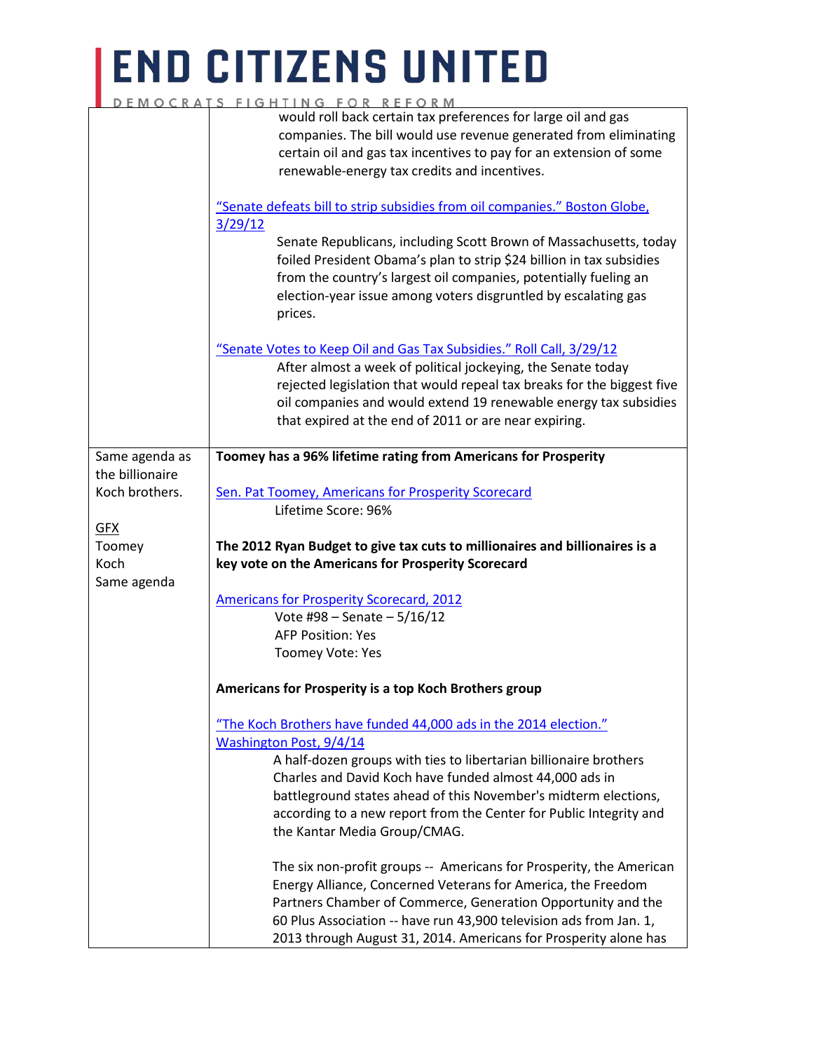# END CITIZENS UNITED

DEMOCRATS FIGHTING FOR REFORM

| | |
|---|---|
| | would roll back certain tax preferences for large oil and gas companies. The bill would use revenue generated from eliminating certain oil and gas tax incentives to pay for an extension of some renewable-energy tax credits and incentives.<br><br>"Senate defeats bill to strip subsidies from oil companies." Boston Globe, 3/29/12<br>Senate Republicans, including Scott Brown of Massachusetts, today foiled President Obama's plan to strip $24 billion in tax subsidies from the country's largest oil companies, potentially fueling an election-year issue among voters disgruntled by escalating gas prices.<br><br>"Senate Votes to Keep Oil and Gas Tax Subsidies." Roll Call, 3/29/12<br>After almost a week of political jockeying, the Senate today rejected legislation that would repeal tax breaks for the biggest five oil companies and would extend 19 renewable energy tax subsidies that expired at the end of 2011 or are near expiring. |
| Same agenda as the billionaire Koch brothers.<br><br>GFX<br>Toomey<br>Koch<br>Same agenda | **Toomey has a 96% lifetime rating from Americans for Prosperity**<br><br>Sen. Pat Toomey, Americans for Prosperity Scorecard<br>Lifetime Score: 96%<br><br>**The 2012 Ryan Budget to give tax cuts to millionaires and billionaires is a key vote on the Americans for Prosperity Scorecard**<br><br>Americans for Prosperity Scorecard, 2012<br>Vote #98 – Senate – 5/16/12<br>AFP Position: Yes<br>Toomey Vote: Yes<br><br>**Americans for Prosperity is a top Koch Brothers group**<br><br>"The Koch Brothers have funded 44,000 ads in the 2014 election." Washington Post, 9/4/14<br>A half-dozen groups with ties to libertarian billionaire brothers Charles and David Koch have funded almost 44,000 ads in battleground states ahead of this November's midterm elections, according to a new report from the Center for Public Integrity and the Kantar Media Group/CMAG.<br><br>The six non-profit groups -- Americans for Prosperity, the American Energy Alliance, Concerned Veterans for America, the Freedom Partners Chamber of Commerce, Generation Opportunity and the 60 Plus Association -- have run 43,900 television ads from Jan. 1, 2013 through August 31, 2014. Americans for Prosperity alone has |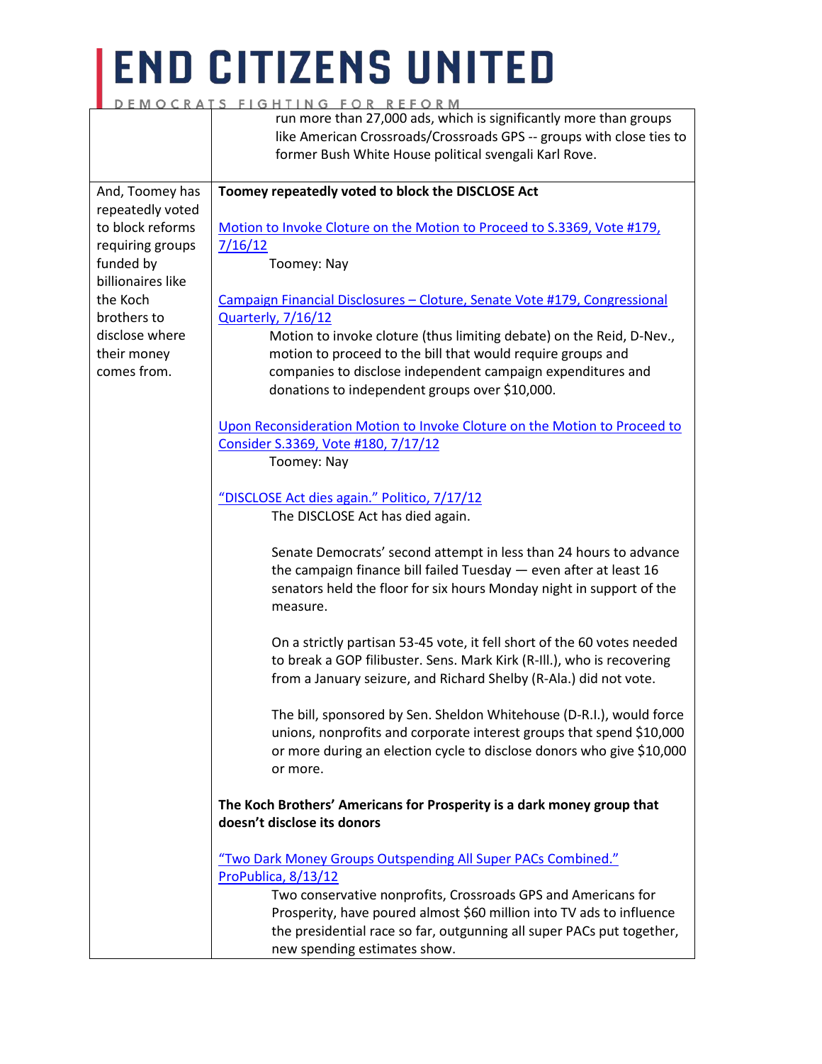| | |
|---|---|
| | run more than 27,000 ads, which is significantly more than groups like American Crossroads/Crossroads GPS -- groups with close ties to former Bush White House political svengali Karl Rove. |
| And, Toomey has repeatedly voted to block reforms requiring groups funded by billionaires like the Koch brothers to disclose where their money comes from. | **Toomey repeatedly voted to block the DISCLOSE Act**<br><br>Motion to Invoke Cloture on the Motion to Proceed to S.3369, Vote #179, 7/16/12<br>Toomey: Nay<br><br>Campaign Financial Disclosures – Cloture, Senate Vote #179, Congressional Quarterly, 7/16/12<br>Motion to invoke cloture (thus limiting debate) on the Reid, D-Nev., motion to proceed to the bill that would require groups and companies to disclose independent campaign expenditures and donations to independent groups over $10,000.<br><br>Upon Reconsideration Motion to Invoke Cloture on the Motion to Proceed to Consider S.3369, Vote #180, 7/17/12<br>Toomey: Nay<br><br>"DISCLOSE Act dies again." Politico, 7/17/12<br>The DISCLOSE Act has died again.<br><br>Senate Democrats' second attempt in less than 24 hours to advance the campaign finance bill failed Tuesday — even after at least 16 senators held the floor for six hours Monday night in support of the measure.<br><br>On a strictly partisan 53-45 vote, it fell short of the 60 votes needed to break a GOP filibuster. Sens. Mark Kirk (R-Ill.), who is recovering from a January seizure, and Richard Shelby (R-Ala.) did not vote.<br><br>The bill, sponsored by Sen. Sheldon Whitehouse (D-R.I.), would force unions, nonprofits and corporate interest groups that spend $10,000 or more during an election cycle to disclose donors who give $10,000 or more.<br><br>**The Koch Brothers' Americans for Prosperity is a dark money group that doesn't disclose its donors**<br><br>"Two Dark Money Groups Outspending All Super PACs Combined." ProPublica, 8/13/12<br>Two conservative nonprofits, Crossroads GPS and Americans for Prosperity, have poured almost $60 million into TV ads to influence the presidential race so far, outgunning all super PACs put together, new spending estimates show. |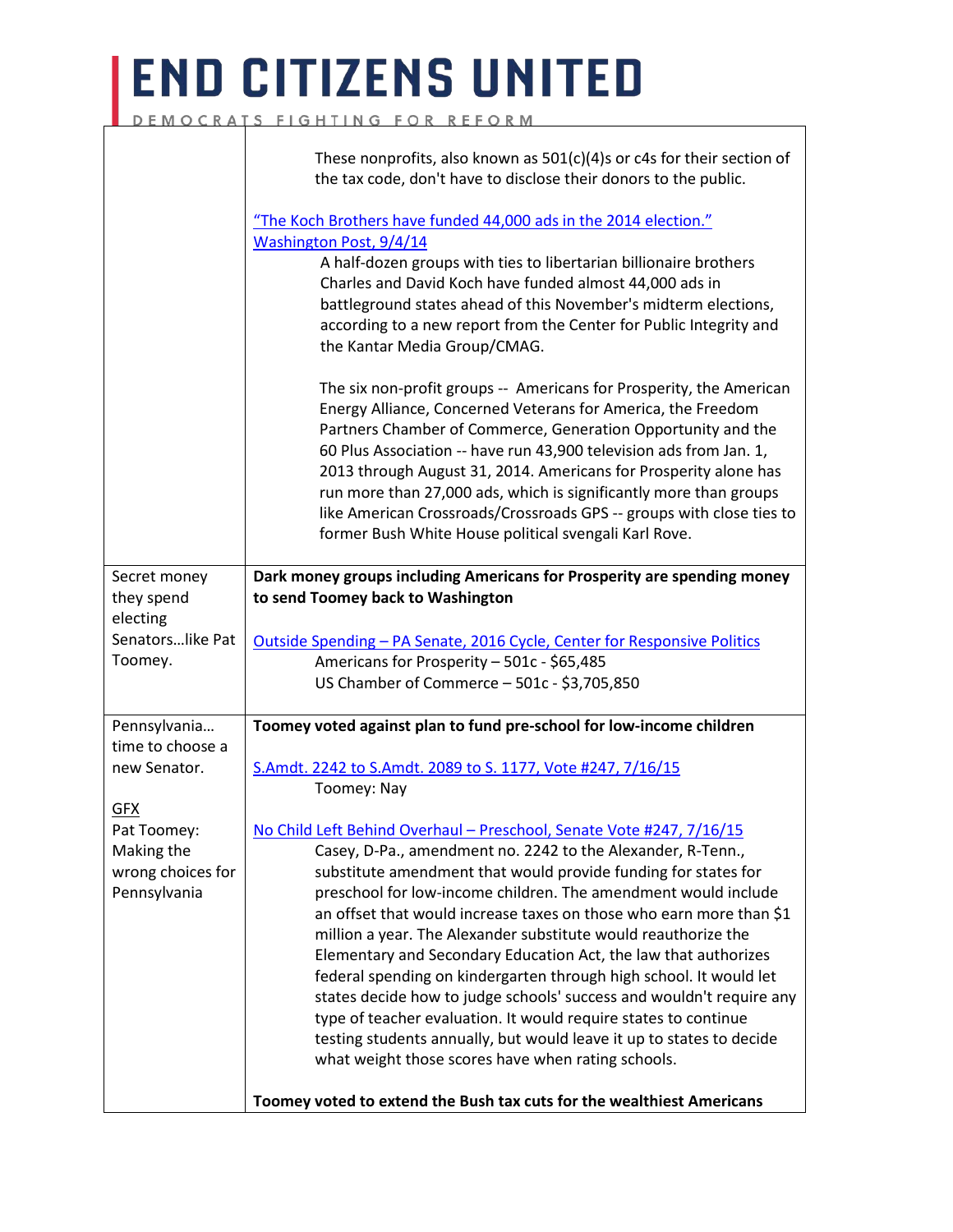| | |
|---|---|
| | These nonprofits, also known as 501(c)(4)s or c4s for their section of the tax code, don't have to disclose their donors to the public.<br><br>"The Koch Brothers have funded 44,000 ads in the 2014 election." Washington Post, 9/4/14<br>A half-dozen groups with ties to libertarian billionaire brothers Charles and David Koch have funded almost 44,000 ads in battleground states ahead of this November's midterm elections, according to a new report from the Center for Public Integrity and the Kantar Media Group/CMAG.<br><br>The six non-profit groups -- Americans for Prosperity, the American Energy Alliance, Concerned Veterans for America, the Freedom Partners Chamber of Commerce, Generation Opportunity and the 60 Plus Association -- have run 43,900 television ads from Jan. 1, 2013 through August 31, 2014. Americans for Prosperity alone has run more than 27,000 ads, which is significantly more than groups like American Crossroads/Crossroads GPS -- groups with close ties to former Bush White House political svengali Karl Rove. |
| Secret money they spend electing Senators…like Pat Toomey. | **Dark money groups including Americans for Prosperity are spending money to send Toomey back to Washington**<br><br>Outside Spending – PA Senate, 2016 Cycle, Center for Responsive Politics<br>Americans for Prosperity – 501c - $65,485<br>US Chamber of Commerce – 501c - $3,705,850 |
| Pennsylvania… time to choose a new Senator.<br><br>GFX<br>Pat Toomey: Making the wrong choices for Pennsylvania | **Toomey voted against plan to fund pre-school for low-income children**<br><br>S.Amdt. 2242 to S.Amdt. 2089 to S. 1177, Vote #247, 7/16/15<br>Toomey: Nay<br><br>No Child Left Behind Overhaul – Preschool, Senate Vote #247, 7/16/15<br>Casey, D-Pa., amendment no. 2242 to the Alexander, R-Tenn., substitute amendment that would provide funding for states for preschool for low-income children. The amendment would include an offset that would increase taxes on those who earn more than $1 million a year. The Alexander substitute would reauthorize the Elementary and Secondary Education Act, the law that authorizes federal spending on kindergarten through high school. It would let states decide how to judge schools' success and wouldn't require any type of teacher evaluation. It would require states to continue testing students annually, but would leave it up to states to decide what weight those scores have when rating schools.<br><br>**Toomey voted to extend the Bush tax cuts for the wealthiest Americans** |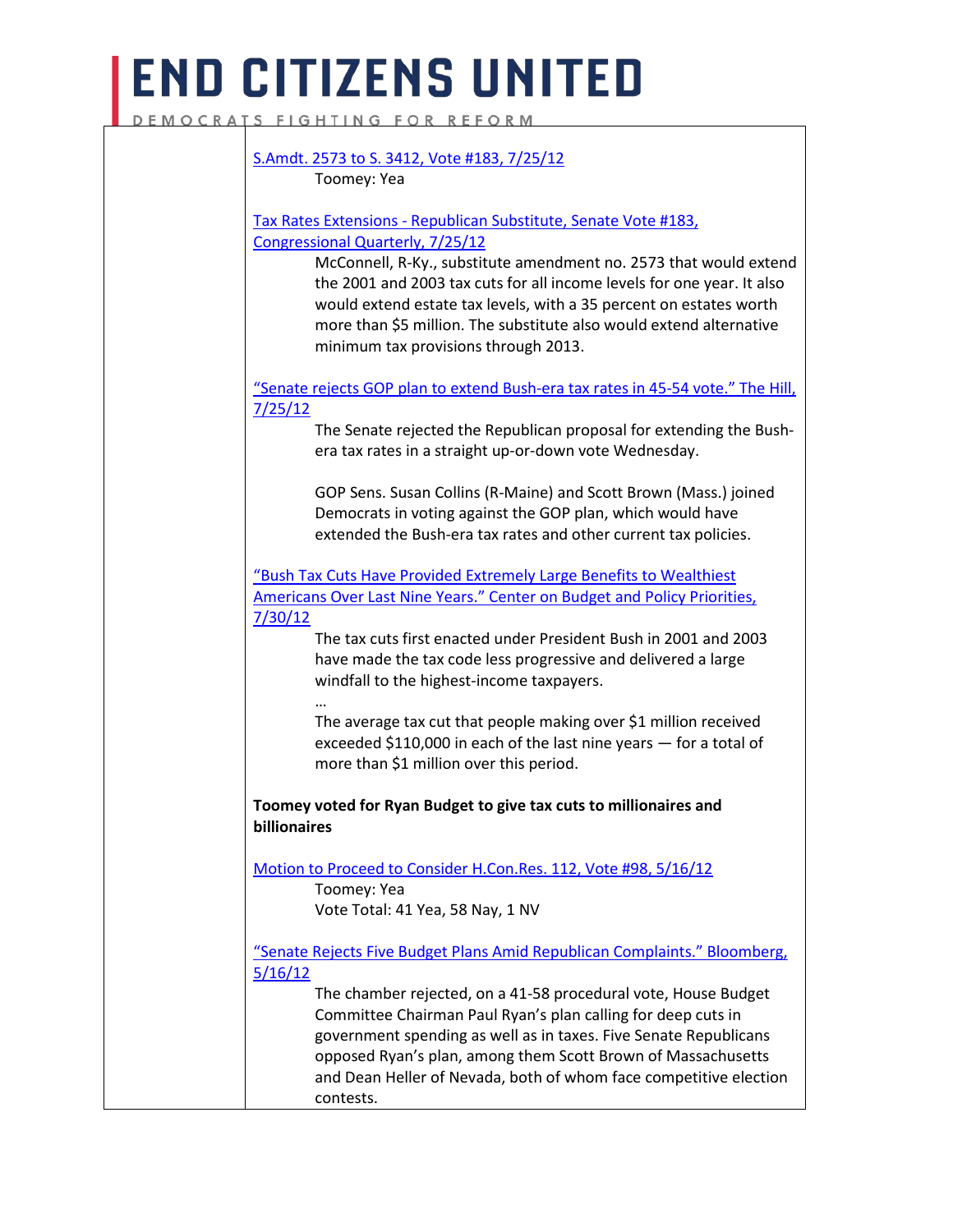S.Amdt. 2573 to S. 3412, Vote #183, 7/25/12

Toomey: Yea

Tax Rates Extensions - Republican Substitute, Senate Vote #183, Congressional Quarterly, 7/25/12

> McConnell, R-Ky., substitute amendment no. 2573 that would extend the 2001 and 2003 tax cuts for all income levels for one year. It also would extend estate tax levels, with a 35 percent on estates worth more than $5 million. The substitute also would extend alternative minimum tax provisions through 2013.

"Senate rejects GOP plan to extend Bush-era tax rates in 45-54 vote." The Hill, 7/25/12

> The Senate rejected the Republican proposal for extending the Bush-era tax rates in a straight up-or-down vote Wednesday.
>
> GOP Sens. Susan Collins (R-Maine) and Scott Brown (Mass.) joined Democrats in voting against the GOP plan, which would have extended the Bush-era tax rates and other current tax policies.

"Bush Tax Cuts Have Provided Extremely Large Benefits to Wealthiest Americans Over Last Nine Years." Center on Budget and Policy Priorities, 7/30/12

> The tax cuts first enacted under President Bush in 2001 and 2003 have made the tax code less progressive and delivered a large windfall to the highest-income taxpayers.
>
> …
>
> The average tax cut that people making over $1 million received exceeded $110,000 in each of the last nine years — for a total of more than $1 million over this period.

**Toomey voted for Ryan Budget to give tax cuts to millionaires and billionaires**

Motion to Proceed to Consider H.Con.Res. 112, Vote #98, 5/16/12

Toomey: Yea
Vote Total: 41 Yea, 58 Nay, 1 NV

"Senate Rejects Five Budget Plans Amid Republican Complaints." Bloomberg, 5/16/12

> The chamber rejected, on a 41-58 procedural vote, House Budget Committee Chairman Paul Ryan's plan calling for deep cuts in government spending as well as in taxes. Five Senate Republicans opposed Ryan's plan, among them Scott Brown of Massachusetts and Dean Heller of Nevada, both of whom face competitive election contests.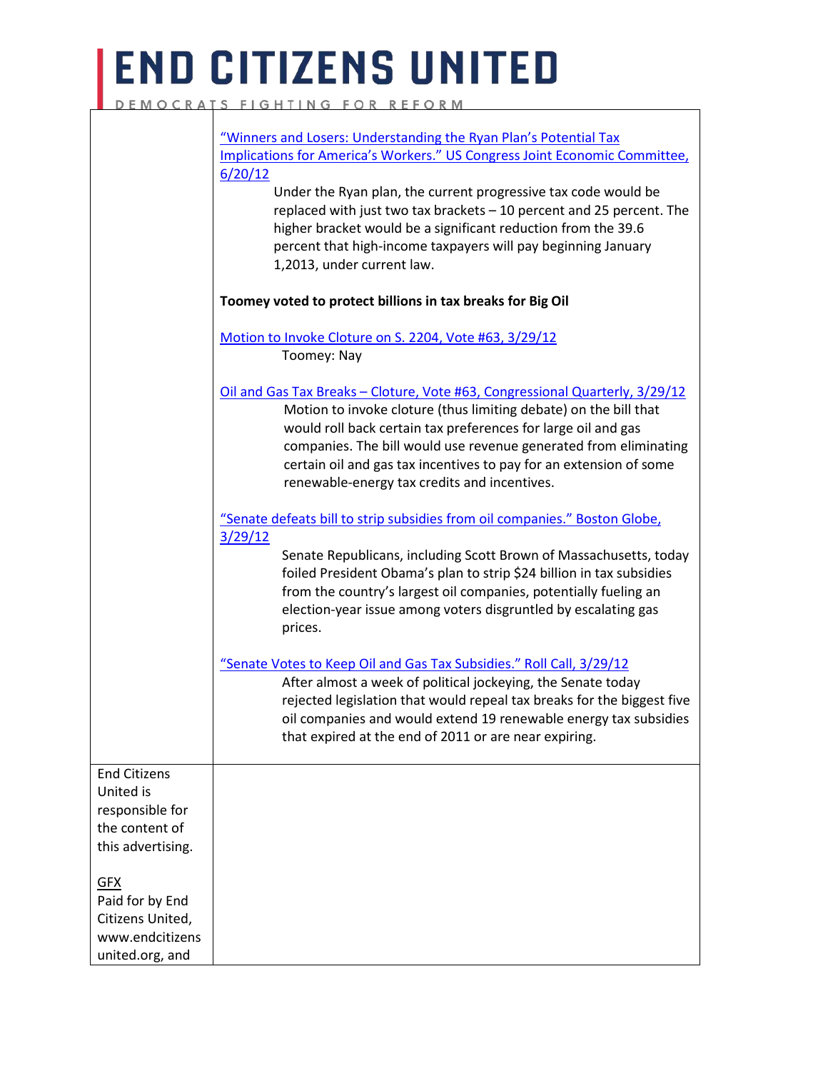| | |
|---|---|
| | "Winners and Losers: Understanding the Ryan Plan's Potential Tax Implications for America's Workers." US Congress Joint Economic Committee, 6/20/12<br>Under the Ryan plan, the current progressive tax code would be replaced with just two tax brackets – 10 percent and 25 percent. The higher bracket would be a significant reduction from the 39.6 percent that high-income taxpayers will pay beginning January 1,2013, under current law.<br><br>**Toomey voted to protect billions in tax breaks for Big Oil**<br><br>Motion to Invoke Cloture on S. 2204, Vote #63, 3/29/12<br>Toomey: Nay<br><br>Oil and Gas Tax Breaks – Cloture, Vote #63, Congressional Quarterly, 3/29/12<br>Motion to invoke cloture (thus limiting debate) on the bill that would roll back certain tax preferences for large oil and gas companies. The bill would use revenue generated from eliminating certain oil and gas tax incentives to pay for an extension of some renewable-energy tax credits and incentives.<br><br>"Senate defeats bill to strip subsidies from oil companies." Boston Globe, 3/29/12<br>Senate Republicans, including Scott Brown of Massachusetts, today foiled President Obama's plan to strip $24 billion in tax subsidies from the country's largest oil companies, potentially fueling an election-year issue among voters disgruntled by escalating gas prices.<br><br>"Senate Votes to Keep Oil and Gas Tax Subsidies." Roll Call, 3/29/12<br>After almost a week of political jockeying, the Senate today rejected legislation that would repeal tax breaks for the biggest five oil companies and would extend 19 renewable energy tax subsidies that expired at the end of 2011 or are near expiring. |
| End Citizens United is responsible for the content of this advertising.<br><br>GFX<br>Paid for by End Citizens United, www.endcitizensunited.org, and | |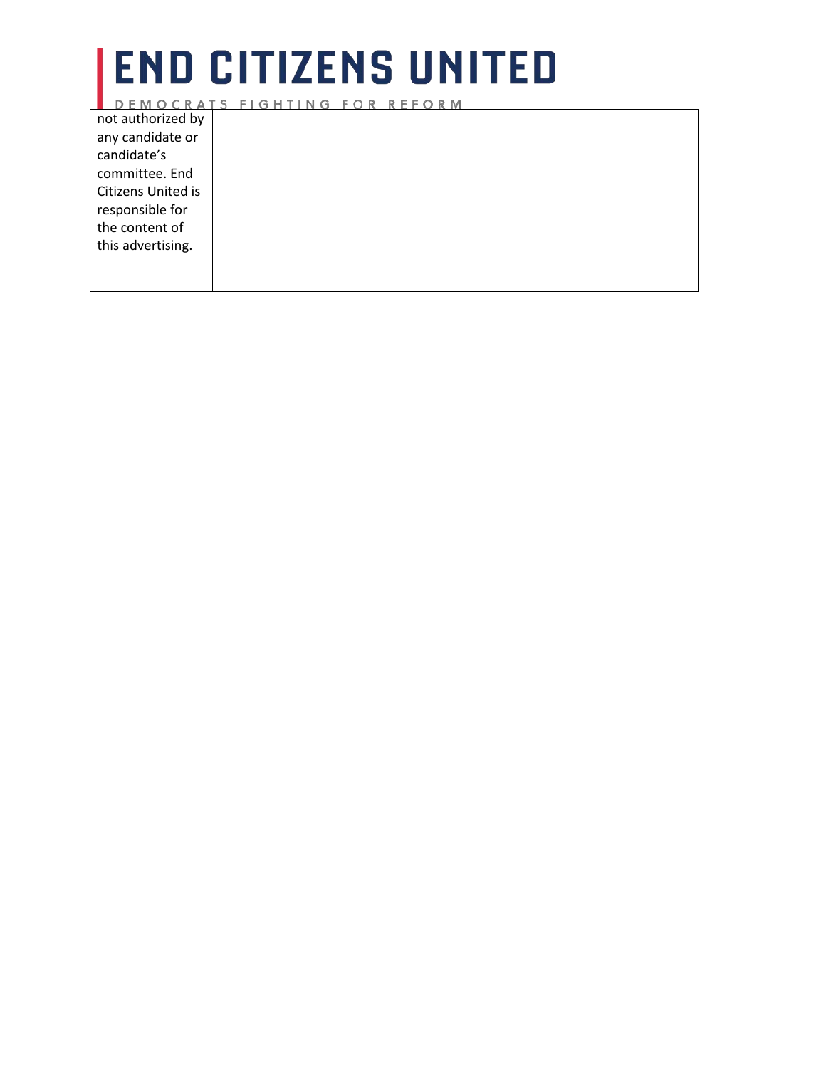| | |
|---|---|
| not authorized by any candidate or candidate's committee. End Citizens United is responsible for the content of this advertising. | |